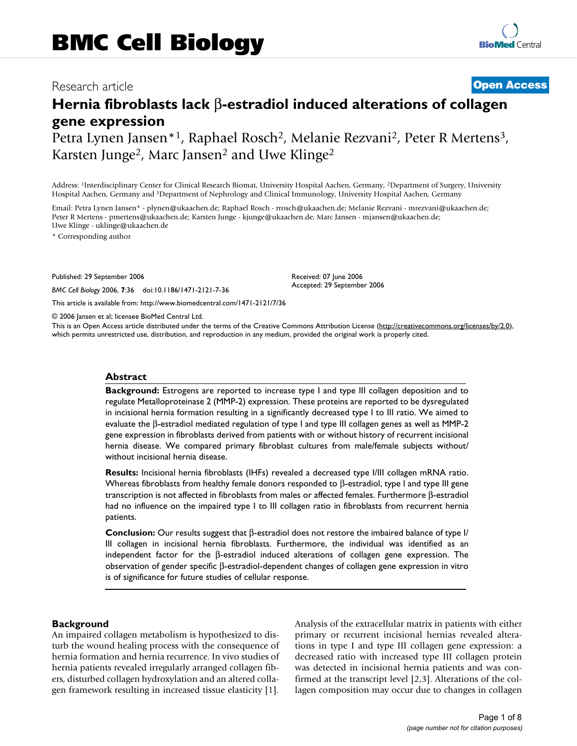Research article

**Open Access**

# Hernia fibroblasts lack β-estradiol induced alterations of collagen gene expression

Petra Lynen Jansen*[1], Raphael Rosch[2], Melanie Rezvani[2], Peter R Mertens[3], Karsten Junge[2], Marc Jansen[2] and Uwe Klinge[2]

Address: [1]Interdisciplinary Center for Clinical Research Biomat, University Hospital Aachen, Germany, [2]Department of Surgery, University Hospital Aachen, Germany and [3]Department of Nephrology and Clinical Immunology, University Hospital Aachen, Germany

Email: Petra Lynen Jansen* - plynen@ukaachen.de; Raphael Rosch - rrosch@ukaachen.de; Melanie Rezvani - mrezvani@ukaachen.de; Peter R Mertens - pmertens@ukaachen.de; Karsten Junge - kjunge@ukaachen.de; Marc Jansen - mjansen@ukaachen.de; Uwe Klinge - uklinge@ukaachen.de

\* Corresponding author

Published: 29 September 2006

*BMC Cell Biology* 2006, **7**:36 doi:10.1186/1471-2121-7-36

Received: 07 June 2006
Accepted: 29 September 2006

This article is available from: http://www.biomedcentral.com/1471-2121/7/36

© 2006 Jansen et al; licensee BioMed Central Ltd.

This is an Open Access article distributed under the terms of the Creative Commons Attribution License (http://creativecommons.org/licenses/by/2.0), which permits unrestricted use, distribution, and reproduction in any medium, provided the original work is properly cited.

## Abstract

**Background:** Estrogens are reported to increase type I and type III collagen deposition and to regulate Metalloproteinase 2 (MMP-2) expression. These proteins are reported to be dysregulated in incisional hernia formation resulting in a significantly decreased type I to III ratio. We aimed to evaluate the β-estradiol mediated regulation of type I and type III collagen genes as well as MMP-2 gene expression in fibroblasts derived from patients with or without history of recurrent incisional hernia disease. We compared primary fibroblast cultures from male/female subjects without/without incisional hernia disease.

**Results:** Incisional hernia fibroblasts (IHFs) revealed a decreased type I/III collagen mRNA ratio. Whereas fibroblasts from healthy female donors responded to β-estradiol, type I and type III gene transcription is not affected in fibroblasts from males or affected females. Furthermore β-estradiol had no influence on the impaired type I to III collagen ratio in fibroblasts from recurrent hernia patients.

**Conclusion:** Our results suggest that β-estradiol does not restore the imbaired balance of type I/III collagen in incisional hernia fibroblasts. Furthermore, the individual was identified as an independent factor for the β-estradiol induced alterations of collagen gene expression. The observation of gender specific β-estradiol-dependent changes of collagen gene expression in vitro is of significance for future studies of cellular response.

## Background

An impaired collagen metabolism is hypothesized to disturb the wound healing process with the consequence of hernia formation and hernia recurrence. In vivo studies of hernia patients revealed irregularly arranged collagen fibers, disturbed collagen hydroxylation and an altered collagen framework resulting in increased tissue elasticity [1]. Analysis of the extracellular matrix in patients with either primary or recurrent incisional hernias revealed alterations in type I and type III collagen gene expression: a decreased ratio with increased type III collagen protein was detected in incisional hernia patients and was confirmed at the transcript level [2,3]. Alterations of the collagen composition may occur due to changes in collagen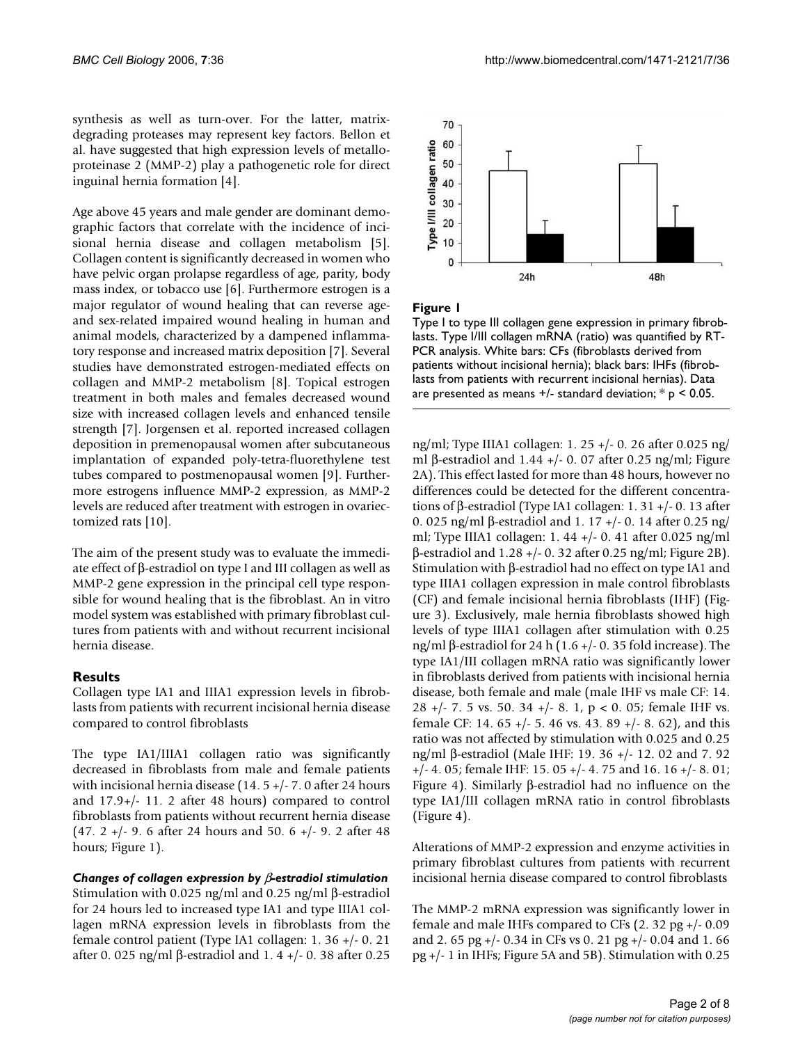synthesis as well as turn-over. For the latter, matrix-degrading proteases may represent key factors. Bellon et al. have suggested that high expression levels of metalloproteinase 2 (MMP-2) play a pathogenetic role for direct inguinal hernia formation [4].

Age above 45 years and male gender are dominant demographic factors that correlate with the incidence of incisional hernia disease and collagen metabolism [5]. Collagen content is significantly decreased in women who have pelvic organ prolapse regardless of age, parity, body mass index, or tobacco use [6]. Furthermore estrogen is a major regulator of wound healing that can reverse age- and sex-related impaired wound healing in human and animal models, characterized by a dampened inflammatory response and increased matrix deposition [7]. Several studies have demonstrated estrogen-mediated effects on collagen and MMP-2 metabolism [8]. Topical estrogen treatment in both males and females decreased wound size with increased collagen levels and enhanced tensile strength [7]. Jorgensen et al. reported increased collagen deposition in premenopausal women after subcutaneous implantation of expanded poly-tetra-fluorethylene test tubes compared to postmenopausal women [9]. Furthermore estrogens influence MMP-2 expression, as MMP-2 levels are reduced after treatment with estrogen in ovariectomized rats [10].

The aim of the present study was to evaluate the immediate effect of β-estradiol on type I and III collagen as well as MMP-2 gene expression in the principal cell type responsible for wound healing that is the fibroblast. An in vitro model system was established with primary fibroblast cultures from patients with and without recurrent incisional hernia disease.

## Results

Collagen type IA1 and IIIA1 expression levels in fibroblasts from patients with recurrent incisional hernia disease compared to control fibroblasts

The type IA1/IIIA1 collagen ratio was significantly decreased in fibroblasts from male and female patients with incisional hernia disease (14. 5 +/- 7. 0 after 24 hours and 17.9+/- 11. 2 after 48 hours) compared to control fibroblasts from patients without recurrent hernia disease (47. 2 +/- 9. 6 after 24 hours and 50. 6 +/- 9. 2 after 48 hours; Figure 1).

**Figure 1**

Type I to type III collagen gene expression in primary fibroblasts. Type I/III collagen mRNA (ratio) was quantified by RT-PCR analysis. White bars: CFs (fibroblasts derived from patients without incisional hernia); black bars: IHFs (fibroblasts from patients with recurrent incisional hernias). Data are presented as means +/- standard deviation; * $p < 0.05$.

### *Changes of collagen expression by β-estradiol stimulation*

Stimulation with 0.025 ng/ml and 0.25 ng/ml β-estradiol for 24 hours led to increased type IA1 and type IIIA1 collagen mRNA expression levels in fibroblasts from the female control patient (Type IA1 collagen: 1. 36 +/- 0. 21 after 0. 025 ng/ml β-estradiol and 1. 4 +/- 0. 38 after 0.25 ng/ml; Type IIIA1 collagen: 1. 25 +/- 0. 26 after 0.025 ng/ml β-estradiol and 1.44 +/- 0. 07 after 0.25 ng/ml; Figure 2A). This effect lasted for more than 48 hours, however no differences could be detected for the different concentrations of β-estradiol (Type IA1 collagen: 1. 31 +/- 0. 13 after 0. 025 ng/ml β-estradiol and 1. 17 +/- 0. 14 after 0.25 ng/ml; Type IIIA1 collagen: 1. 44 +/- 0. 41 after 0.025 ng/ml β-estradiol and 1.28 +/- 0. 32 after 0.25 ng/ml; Figure 2B). Stimulation with β-estradiol had no effect on type IA1 and type IIIA1 collagen expression in male control fibroblasts (CF) and female incisional hernia fibroblasts (IHF) (Figure 3). Exclusively, male hernia fibroblasts showed high levels of type IIIA1 collagen after stimulation with 0.25 ng/ml β-estradiol for 24 h (1.6 +/- 0. 35 fold increase). The type IA1/III collagen mRNA ratio was significantly lower in fibroblasts derived from patients with incisional hernia disease, both female and male (male IHF vs male CF: 14. 28 +/- 7. 5 vs. 50. 34 +/- 8. 1, $p < 0.05$; female IHF vs. female CF: 14. 65 +/- 5. 46 vs. 43. 89 +/- 8. 62), and this ratio was not affected by stimulation with 0.025 and 0.25 ng/ml β-estradiol (Male IHF: 19. 36 +/- 12. 02 and 7. 92 +/- 4. 05; female IHF: 15. 05 +/- 4. 75 and 16. 16 +/- 8. 01; Figure 4). Similarly β-estradiol had no influence on the type IA1/III collagen mRNA ratio in control fibroblasts (Figure 4).

Alterations of MMP-2 expression and enzyme activities in primary fibroblast cultures from patients with recurrent incisional hernia disease compared to control fibroblasts

The MMP-2 mRNA expression was significantly lower in female and male IHFs compared to CFs (2. 32 pg +/- 0.09 and 2. 65 pg +/- 0.34 in CFs vs 0. 21 pg +/- 0.04 and 1. 66 pg +/- 1 in IHFs; Figure 5A and 5B). Stimulation with 0.25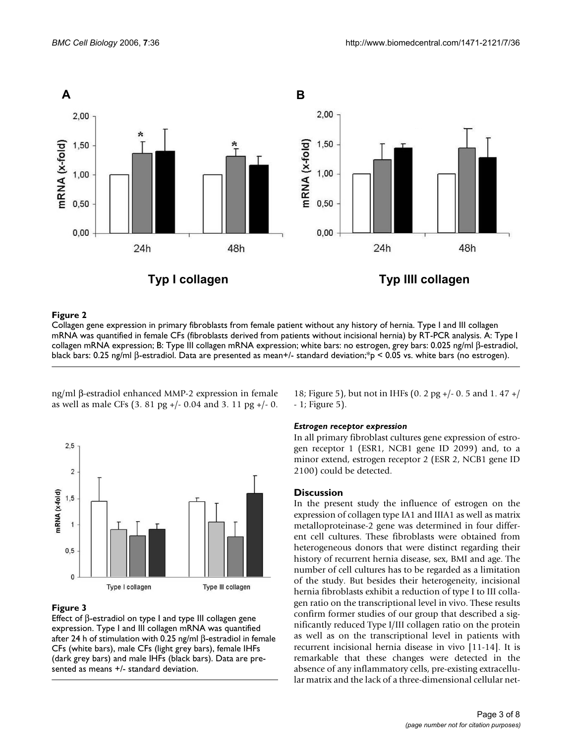**Figure 2**

Collagen gene expression in primary fibroblasts from female patient without any history of hernia. Type I and III collagen mRNA was quantified in female CFs (fibroblasts derived from patients without incisional hernia) by RT-PCR analysis. A: Type I collagen mRNA expression; B: Type III collagen mRNA expression; white bars: no estrogen, grey bars: 0.025 ng/ml β-estradiol, black bars: 0.25 ng/ml β-estradiol. Data are presented as mean+/- standard deviation;*p < 0.05 vs. white bars (no estrogen).

**Figure 3**

Effect of β-estradiol on type I and type III collagen gene expression. Type I and III collagen mRNA was quantified after 24 h of stimulation with 0.25 ng/ml β-estradiol in female CFs (white bars), male CFs (light grey bars), female IHFs (dark grey bars) and male IHFs (black bars). Data are presented as means +/- standard deviation.

ng/ml β-estradiol enhanced MMP-2 expression in female as well as male CFs (3. 81 pg +/- 0.04 and 3. 11 pg +/- 0. 18; Figure 5), but not in IHFs (0. 2 pg +/- 0. 5 and 1. 47 +/ - 1; Figure 5).

### *Estrogen receptor expression*

In all primary fibroblast cultures gene expression of estrogen receptor 1 (ESR1, NCB1 gene ID 2099) and, to a minor extend, estrogen receptor 2 (ESR 2, NCB1 gene ID 2100) could be detected.

## Discussion

In the present study the influence of estrogen on the expression of collagen type IA1 and IIIA1 as well as matrix metalloproteinase-2 gene was determined in four different cell cultures. These fibroblasts were obtained from heterogeneous donors that were distinct regarding their history of recurrent hernia disease, sex, BMI and age. The number of cell cultures has to be regarded as a limitation of the study. But besides their heterogeneity, incisional hernia fibroblasts exhibit a reduction of type I to III collagen ratio on the transcriptional level in vivo. These results confirm former studies of our group that described a significantly reduced Type I/III collagen ratio on the protein as well as on the transcriptional level in patients with recurrent incisional hernia disease in vivo [11-14]. It is remarkable that these changes were detected in the absence of any inflammatory cells, pre-existing extracellular matrix and the lack of a three-dimensional cellular net-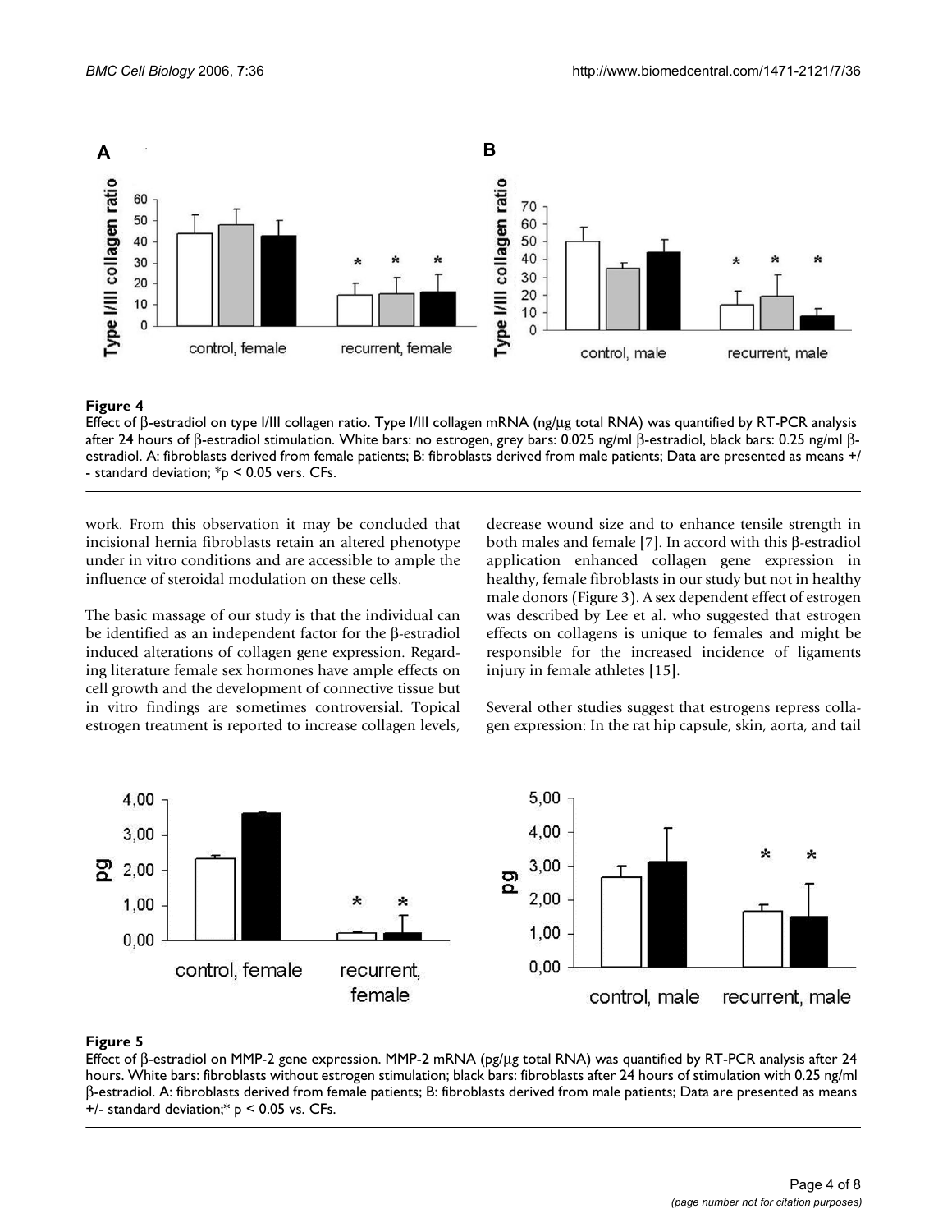**Figure 4**

Effect of β-estradiol on type I/III collagen ratio. Type I/III collagen mRNA (ng/µg total RNA) was quantified by RT-PCR analysis after 24 hours of β-estradiol stimulation. White bars: no estrogen, grey bars: 0.025 ng/ml β-estradiol, black bars: 0.25 ng/ml β-estradiol. A: fibroblasts derived from female patients; B: fibroblasts derived from male patients; Data are presented as means +/ - standard deviation; *p < 0.05 vers. CFs.

work. From this observation it may be concluded that incisional hernia fibroblasts retain an altered phenotype under in vitro conditions and are accessible to ample the influence of steroidal modulation on these cells.

The basic massage of our study is that the individual can be identified as an independent factor for the β-estradiol induced alterations of collagen gene expression. Regarding literature female sex hormones have ample effects on cell growth and the development of connective tissue but in vitro findings are sometimes controversial. Topical estrogen treatment is reported to increase collagen levels, decrease wound size and to enhance tensile strength in both males and female [7]. In accord with this β-estradiol application enhanced collagen gene expression in healthy, female fibroblasts in our study but not in healthy male donors (Figure 3). A sex dependent effect of estrogen was described by Lee et al. who suggested that estrogen effects on collagens is unique to females and might be responsible for the increased incidence of ligaments injury in female athletes [15].

Several other studies suggest that estrogens repress collagen expression: In the rat hip capsule, skin, aorta, and tail

**Figure 5**

Effect of β-estradiol on MMP-2 gene expression. MMP-2 mRNA (pg/µg total RNA) was quantified by RT-PCR analysis after 24 hours. White bars: fibroblasts without estrogen stimulation; black bars: fibroblasts after 24 hours of stimulation with 0.25 ng/ml β-estradiol. A: fibroblasts derived from female patients; B: fibroblasts derived from male patients; Data are presented as means +/- standard deviation;* $p < 0.05$ vs. CFs.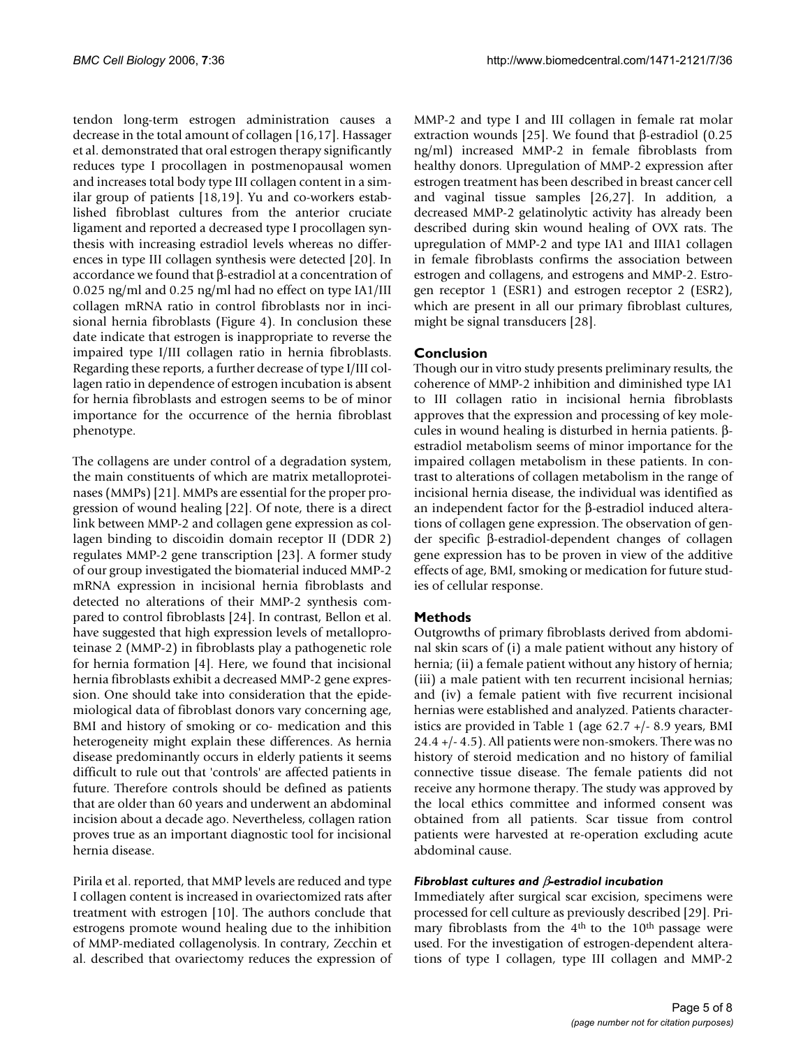tendon long-term estrogen administration causes a decrease in the total amount of collagen [16,17]. Hassager et al. demonstrated that oral estrogen therapy significantly reduces type I procollagen in postmenopausal women and increases total body type III collagen content in a similar group of patients [18,19]. Yu and co-workers established fibroblast cultures from the anterior cruciate ligament and reported a decreased type I procollagen synthesis with increasing estradiol levels whereas no differences in type III collagen synthesis were detected [20]. In accordance we found that β-estradiol at a concentration of 0.025 ng/ml and 0.25 ng/ml had no effect on type IA1/III collagen mRNA ratio in control fibroblasts nor in incisional hernia fibroblasts (Figure 4). In conclusion these date indicate that estrogen is inappropriate to reverse the impaired type I/III collagen ratio in hernia fibroblasts. Regarding these reports, a further decrease of type I/III collagen ratio in dependence of estrogen incubation is absent for hernia fibroblasts and estrogen seems to be of minor importance for the occurrence of the hernia fibroblast phenotype.

The collagens are under control of a degradation system, the main constituents of which are matrix metalloproteinases (MMPs) [21]. MMPs are essential for the proper progression of wound healing [22]. Of note, there is a direct link between MMP-2 and collagen gene expression as collagen binding to discoidin domain receptor II (DDR 2) regulates MMP-2 gene transcription [23]. A former study of our group investigated the biomaterial induced MMP-2 mRNA expression in incisional hernia fibroblasts and detected no alterations of their MMP-2 synthesis compared to control fibroblasts [24]. In contrast, Bellon et al. have suggested that high expression levels of metalloproteinase 2 (MMP-2) in fibroblasts play a pathogenetic role for hernia formation [4]. Here, we found that incisional hernia fibroblasts exhibit a decreased MMP-2 gene expression. One should take into consideration that the epidemiological data of fibroblast donors vary concerning age, BMI and history of smoking or co- medication and this heterogeneity might explain these differences. As hernia disease predominantly occurs in elderly patients it seems difficult to rule out that 'controls' are affected patients in future. Therefore controls should be defined as patients that are older than 60 years and underwent an abdominal incision about a decade ago. Nevertheless, collagen ration proves true as an important diagnostic tool for incisional hernia disease.

Pirila et al. reported, that MMP levels are reduced and type I collagen content is increased in ovariectomized rats after treatment with estrogen [10]. The authors conclude that estrogens promote wound healing due to the inhibition of MMP-mediated collagenolysis. In contrary, Zecchin et al. described that ovariectomy reduces the expression of MMP-2 and type I and III collagen in female rat molar extraction wounds [25]. We found that β-estradiol (0.25 ng/ml) increased MMP-2 in female fibroblasts from healthy donors. Upregulation of MMP-2 expression after estrogen treatment has been described in breast cancer cell and vaginal tissue samples [26,27]. In addition, a decreased MMP-2 gelatinolytic activity has already been described during skin wound healing of OVX rats. The upregulation of MMP-2 and type IA1 and IIIA1 collagen in female fibroblasts confirms the association between estrogen and collagens, and estrogens and MMP-2. Estrogen receptor 1 (ESR1) and estrogen receptor 2 (ESR2), which are present in all our primary fibroblast cultures, might be signal transducers [28].

## Conclusion

Though our in vitro study presents preliminary results, the coherence of MMP-2 inhibition and diminished type IA1 to III collagen ratio in incisional hernia fibroblasts approves that the expression and processing of key molecules in wound healing is disturbed in hernia patients. β-estradiol metabolism seems of minor importance for the impaired collagen metabolism in these patients. In contrast to alterations of collagen metabolism in the range of incisional hernia disease, the individual was identified as an independent factor for the β-estradiol induced alterations of collagen gene expression. The observation of gender specific β-estradiol-dependent changes of collagen gene expression has to be proven in view of the additive effects of age, BMI, smoking or medication for future studies of cellular response.

## Methods

Outgrowths of primary fibroblasts derived from abdominal skin scars of (i) a male patient without any history of hernia; (ii) a female patient without any history of hernia; (iii) a male patient with ten recurrent incisional hernias; and (iv) a female patient with five recurrent incisional hernias were established and analyzed. Patients characteristics are provided in Table 1 (age 62.7 +/- 8.9 years, BMI 24.4 +/- 4.5). All patients were non-smokers. There was no history of steroid medication and no history of familial connective tissue disease. The female patients did not receive any hormone therapy. The study was approved by the local ethics committee and informed consent was obtained from all patients. Scar tissue from control patients were harvested at re-operation excluding acute abdominal cause.

### *Fibroblast cultures and β-estradiol incubation*

Immediately after surgical scar excision, specimens were processed for cell culture as previously described [29]. Primary fibroblasts from the 4th to the 10th passage were used. For the investigation of estrogen-dependent alterations of type I collagen, type III collagen and MMP-2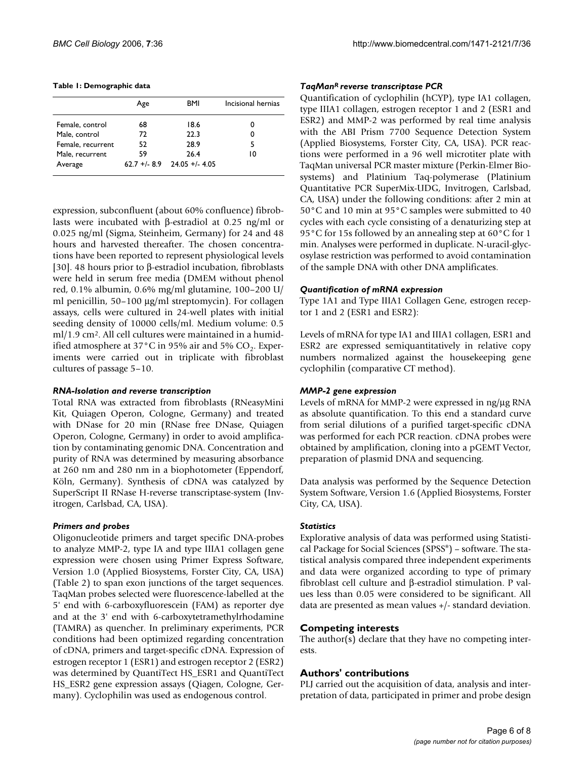**Table 1: Demographic data**

| | Age | BMI | Incisional hernias |
|---|---|---|---|
| Female, control | 68 | 18.6 | 0 |
| Male, control | 72 | 22.3 | 0 |
| Female, recurrent | 52 | 28.9 | 5 |
| Male, recurrent | 59 | 26.4 | 10 |
| Average | 62.7 +/- 8.9 | 24.05 +/- 4.05 | |

expression, subconfluent (about 60% confluence) fibroblasts were incubated with β-estradiol at 0.25 ng/ml or 0.025 ng/ml (Sigma, Steinheim, Germany) for 24 and 48 hours and harvested thereafter. The chosen concentrations have been reported to represent physiological levels [30]. 48 hours prior to β-estradiol incubation, fibroblasts were held in serum free media (DMEM without phenol red, 0.1% albumin, 0.6% mg/ml glutamine, 100–200 U/ml penicillin, 50–100 μg/ml streptomycin). For collagen assays, cells were cultured in 24-well plates with initial seeding density of 10000 cells/ml. Medium volume: 0.5 ml/1.9 $cm^2$. All cell cultures were maintained in a humidified atmosphere at 37°C in 95% air and 5% $CO_2$. Experiments were carried out in triplicate with fibroblast cultures of passage 5–10.

### *RNA-Isolation and reverse transcription*

Total RNA was extracted from fibroblasts (RNeasyMini Kit, Quiagen Operon, Cologne, Germany) and treated with DNase for 20 min (RNase free DNase, Quiagen Operon, Cologne, Germany) in order to avoid amplification by contaminating genomic DNA. Concentration and purity of RNA was determined by measuring absorbance at 260 nm and 280 nm in a biophotometer (Eppendorf, Köln, Germany). Synthesis of cDNA was catalyzed by SuperScript II RNase H-reverse transcriptase-system (Invitrogen, Carlsbad, CA, USA).

### *Primers and probes*

Oligonucleotide primers and target specific DNA-probes to analyze MMP-2, type IA and type IIIA1 collagen gene expression were chosen using Primer Express Software, Version 1.0 (Applied Biosystems, Forster City, CA, USA) (Table 2) to span exon junctions of the target sequences. TaqMan probes selected were fluorescence-labelled at the 5' end with 6-carboxyfluorescein (FAM) as reporter dye and at the 3' end with 6-carboxytetramethylrhodamine (TAMRA) as quencher. In preliminary experiments, PCR conditions had been optimized regarding concentration of cDNA, primers and target-specific cDNA. Expression of estrogen receptor 1 (ESR1) and estrogen receptor 2 (ESR2) was determined by QuantiTect HS_ESR1 and QuantiTect HS_ESR2 gene expression assays (Qiagen, Cologne, Germany). Cyclophilin was used as endogenous control.

### *TaqMan$^R$ reverse transcriptase PCR*

Quantification of cyclophilin (hCYP), type IA1 collagen, type IIIA1 collagen, estrogen receptor 1 and 2 (ESR1 and ESR2) and MMP-2 was performed by real time analysis with the ABI Prism 7700 Sequence Detection System (Applied Biosystems, Forster City, CA, USA). PCR reactions were performed in a 96 well microtiter plate with TaqMan universal PCR master mixture (Perkin-Elmer Biosystems) and Platinium Taq-polymerase (Platinium Quantitative PCR SuperMix-UDG, Invitrogen, Carlsbad, CA, USA) under the following conditions: after 2 min at 50°C and 10 min at 95°C samples were submitted to 40 cycles with each cycle consisting of a denaturizing step at 95°C for 15s followed by an annealing step at 60°C for 1 min. Analyses were performed in duplicate. N-uracil-glycosylase restriction was performed to avoid contamination of the sample DNA with other DNA amplificates.

### *Quantification of mRNA expression*

Type 1A1 and Type IIIA1 Collagen Gene, estrogen receptor 1 and 2 (ESR1 and ESR2):

Levels of mRNA for type IA1 and IIIA1 collagen, ESR1 and ESR2 are expressed semiquantitatively in relative copy numbers normalized against the housekeeping gene cyclophilin (comparative CT method).

### *MMP-2 gene expression*

Levels of mRNA for MMP-2 were expressed in ng/μg RNA as absolute quantification. To this end a standard curve from serial dilutions of a purified target-specific cDNA was performed for each PCR reaction. cDNA probes were obtained by amplification, cloning into a pGEMT Vector, preparation of plasmid DNA and sequencing.

Data analysis was performed by the Sequence Detection System Software, Version 1.6 (Applied Biosystems, Forster City, CA, USA).

### *Statistics*

Explorative analysis of data was performed using Statistical Package for Social Sciences (SPSS®) – software. The statistical analysis compared three independent experiments and data were organized according to type of primary fibroblast cell culture and β-estradiol stimulation. P values less than 0.05 were considered to be significant. All data are presented as mean values +/- standard deviation.

## Competing interests

The author(s) declare that they have no competing interests.

## Authors' contributions

PLJ carried out the acquisition of data, analysis and interpretation of data, participated in primer and probe design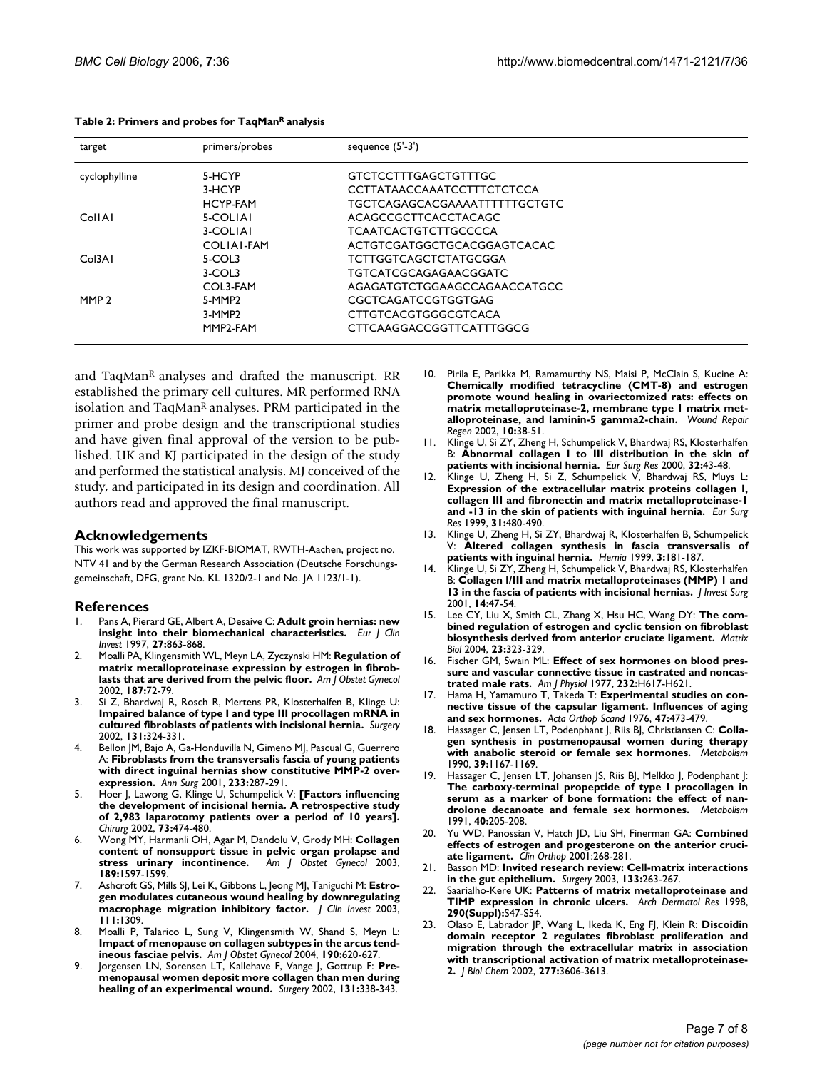**Table 2: Primers and probes for TaqMan[R] analysis**

| target | primers/probes | sequence (5'-3') |
|---|---|---|
| cyclophylline | 5-HCYP | GTCTCCTTTGAGCTGTTTGC |
| | 3-HCYP | CCTTATAACCAAATCCTTTCTCTCCA |
| | HCYP-FAM | TGCTCAGAGCACGAAAATTTTTTGCTGTC |
| Col1A1 | 5-COL1A1 | ACAGCCGCTTCACCTACAGC |
| | 3-COL1A1 | TCAATCACTGTCTTGCCCCA |
| | COL1A1-FAM | ACTGTCGATGGCTGCACGGAGTCACAC |
| Col3A1 | 5-COL3 | TCTTGGTCAGCTCTATGCGGA |
| | 3-COL3 | TGTCATCGCAGAGAACGGATC |
| | COL3-FAM | AGAGATGTCTGGAAGCCAGAACCATGCC |
| MMP 2 | 5-MMP2 | CGCTCAGATCCGTGGTGAG |
| | 3-MMP2 | CTTGTCACGTGGCGTCACA |
| | MMP2-FAM | CTTCAAGGACCGGTTCATTTGGCG |

and TaqMan[R] analyses and drafted the manuscript. RR established the primary cell cultures. MR performed RNA isolation and TaqMan[R] analyses. PRM participated in the primer and probe design and the transcriptional studies and have given final approval of the version to be published. UK and KJ participated in the design of the study and performed the statistical analysis. MJ conceived of the study, and participated in its design and coordination. All authors read and approved the final manuscript.

## Acknowledgements

This work was supported by IZKF-BIOMAT, RWTH-Aachen, project no. NTV 41 and by the German Research Association (Deutsche Forschungsgemeinschaft, DFG, grant No. KL 1320/2-1 and No. JA 1123/1-1).

## References

1. Pans A, Pierard GE, Albert A, Desaive C: **Adult groin hernias: new insight into their biomechanical characteristics.** *Eur J Clin Invest* 1997, **27:**863-868.
2. Moalli PA, Klingensmith WL, Meyn LA, Zyczynski HM: **Regulation of matrix metalloproteinase expression by estrogen in fibroblasts that are derived from the pelvic floor.** *Am J Obstet Gynecol* 2002, **187:**72-79.
3. Si Z, Bhardwaj R, Rosch R, Mertens PR, Klosterhalfen B, Klinge U: **Impaired balance of type I and type III procollagen mRNA in cultured fibroblasts of patients with incisional hernia.** *Surgery* 2002, **131:**324-331.
4. Bellon JM, Bajo A, Ga-Honduvilla N, Gimeno MJ, Pascual G, Guerrero A: **Fibroblasts from the transversalis fascia of young patients with direct inguinal hernias show constitutive MMP-2 overexpression.** *Ann Surg* 2001, **233:**287-291.
5. Hoer J, Lawong G, Klinge U, Schumpelick V: **[Factors influencing the development of incisional hernia. A retrospective study of 2,983 laparotomy patients over a period of 10 years].** *Chirurg* 2002, **73:**474-480.
6. Wong MY, Harmanli OH, Agar M, Dandolu V, Grody MH: **Collagen content of nonsupport tissue in pelvic organ prolapse and stress urinary incontinence.** *Am J Obstet Gynecol* 2003, **189:**1597-1599.
7. Ashcroft GS, Mills SJ, Lei K, Gibbons L, Jeong MJ, Taniguchi M: **Estrogen modulates cutaneous wound healing by downregulating macrophage migration inhibitory factor.** *J Clin Invest* 2003, **111:**1309.
8. Moalli P, Talarico L, Sung V, Klingensmith W, Shand S, Meyn L: **Impact of menopause on collagen subtypes in the arcus tendineous fasciae pelvis.** *Am J Obstet Gynecol* 2004, **190:**620-627.
9. Jorgensen LN, Sorensen LT, Kallehave F, Vange J, Gottrup F: **Premenopausal women deposit more collagen than men during healing of an experimental wound.** *Surgery* 2002, **131:**338-343.
10. Pirila E, Parikka M, Ramamurthy NS, Maisi P, McClain S, Kucine A: **Chemically modified tetracycline (CMT-8) and estrogen promote wound healing in ovariectomized rats: effects on matrix metalloproteinase-2, membrane type 1 matrix metalloproteinase, and laminin-5 gamma2-chain.** *Wound Repair Regen* 2002, **10:**38-51.
11. Klinge U, Si ZY, Zheng H, Schumpelick V, Bhardwaj RS, Klosterhalfen B: **Abnormal collagen I to III distribution in the skin of patients with incisional hernia.** *Eur Surg Res* 2000, **32:**43-48.
12. Klinge U, Zheng H, Si Z, Schumpelick V, Bhardwaj RS, Muys L: **Expression of the extracellular matrix proteins collagen I, collagen III and fibronectin and matrix metalloproteinase-1 and -13 in the skin of patients with inguinal hernia.** *Eur Surg Res* 1999, **31:**480-490.
13. Klinge U, Zheng H, Si ZY, Bhardwaj R, Klosterhalfen B, Schumpelick V: **Altered collagen synthesis in fascia transversalis of patients with inguinal hernia.** *Hernia* 1999, **3:**181-187.
14. Klinge U, Si ZY, Zheng H, Schumpelick V, Bhardwaj RS, Klosterhalfen B: **Collagen I/III and matrix metalloproteinases (MMP) 1 and 13 in the fascia of patients with incisional hernias.** *J Invest Surg* 2001, **14:**47-54.
15. Lee CY, Liu X, Smith CL, Zhang X, Hsu HC, Wang DY: **The combined regulation of estrogen and cyclic tension on fibroblast biosynthesis derived from anterior cruciate ligament.** *Matrix Biol* 2004, **23:**323-329.
16. Fischer GM, Swain ML: **Effect of sex hormones on blood pressure and vascular connective tissue in castrated and noncastrated male rats.** *Am J Physiol* 1977, **232:**H617-H621.
17. Hama H, Yamamuro T, Takeda T: **Experimental studies on connective tissue of the capsular ligament. Influences of aging and sex hormones.** *Acta Orthop Scand* 1976, **47:**473-479.
18. Hassager C, Jensen LT, Podenphant J, Riis BJ, Christiansen C: **Collagen synthesis in postmenopausal women during therapy with anabolic steroid or female sex hormones.** *Metabolism* 1990, **39:**1167-1169.
19. Hassager C, Jensen LT, Johansen JS, Riis BJ, Melkko J, Podenphant J: **The carboxy-terminal propeptide of type I procollagen in serum as a marker of bone formation: the effect of nandrolone decanoate and female sex hormones.** *Metabolism* 1991, **40:**205-208.
20. Yu WD, Panossian V, Hatch JD, Liu SH, Finerman GA: **Combined effects of estrogen and progesterone on the anterior cruciate ligament.** *Clin Orthop* 2001:268-281.
21. Basson MD: **Invited research review: Cell-matrix interactions in the gut epithelium.** *Surgery* 2003, **133:**263-267.
22. Saarialho-Kere UK: **Patterns of matrix metalloproteinase and TIMP expression in chronic ulcers.** *Arch Dermatol Res* 1998, **290(Suppl):**S47-S54.
23. Olaso E, Labrador JP, Wang L, Ikeda K, Eng FJ, Klein R: **Discoidin domain receptor 2 regulates fibroblast proliferation and migration through the extracellular matrix in association with transcriptional activation of matrix metalloproteinase-2.** *J Biol Chem* 2002, **277:**3606-3613.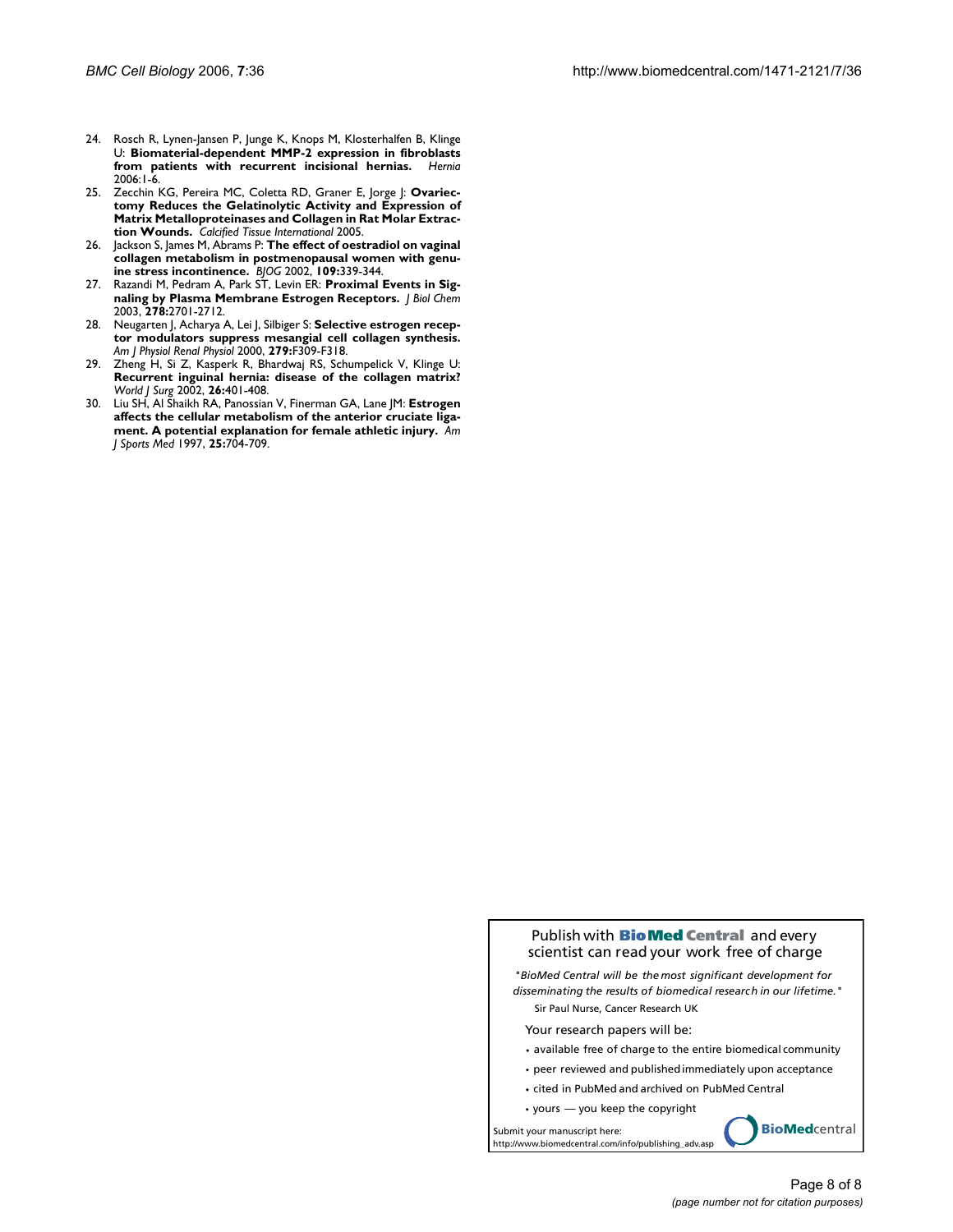24. Rosch R, Lynen-Jansen P, Junge K, Knops M, Klosterhalfen B, Klinge U: **Biomaterial-dependent MMP-2 expression in fibroblasts from patients with recurrent incisional hernias.** *Hernia* 2006:1-6.
25. Zecchin KG, Pereira MC, Coletta RD, Graner E, Jorge J: **Ovariectomy Reduces the Gelatinolytic Activity and Expression of Matrix Metalloproteinases and Collagen in Rat Molar Extraction Wounds.** *Calcified Tissue International* 2005.
26. Jackson S, James M, Abrams P: **The effect of oestradiol on vaginal collagen metabolism in postmenopausal women with genuine stress incontinence.** *BJOG* 2002, **109:**339-344.
27. Razandi M, Pedram A, Park ST, Levin ER: **Proximal Events in Signaling by Plasma Membrane Estrogen Receptors.** *J Biol Chem* 2003, **278:**2701-2712.
28. Neugarten J, Acharya A, Lei J, Silbiger S: **Selective estrogen receptor modulators suppress mesangial cell collagen synthesis.** *Am J Physiol Renal Physiol* 2000, **279:**F309-F318.
29. Zheng H, Si Z, Kasperk R, Bhardwaj RS, Schumpelick V, Klinge U: **Recurrent inguinal hernia: disease of the collagen matrix?** *World J Surg* 2002, **26:**401-408.
30. Liu SH, Al Shaikh RA, Panossian V, Finerman GA, Lane JM: **Estrogen affects the cellular metabolism of the anterior cruciate ligament. A potential explanation for female athletic injury.** *Am J Sports Med* 1997, **25:**704-709.

Publish with **BioMed Central** and every scientist can read your work free of charge

*"BioMed Central will be the most significant development for disseminating the results of biomedical research in our lifetime."*

Sir Paul Nurse, Cancer Research UK

Your research papers will be:

- available free of charge to the entire biomedical community
- peer reviewed and published immediately upon acceptance
- cited in PubMed and archived on PubMed Central
- yours — you keep the copyright

Submit your manuscript here:
http://www.biomedcentral.com/info/publishing_adv.asp

**BioMed**central